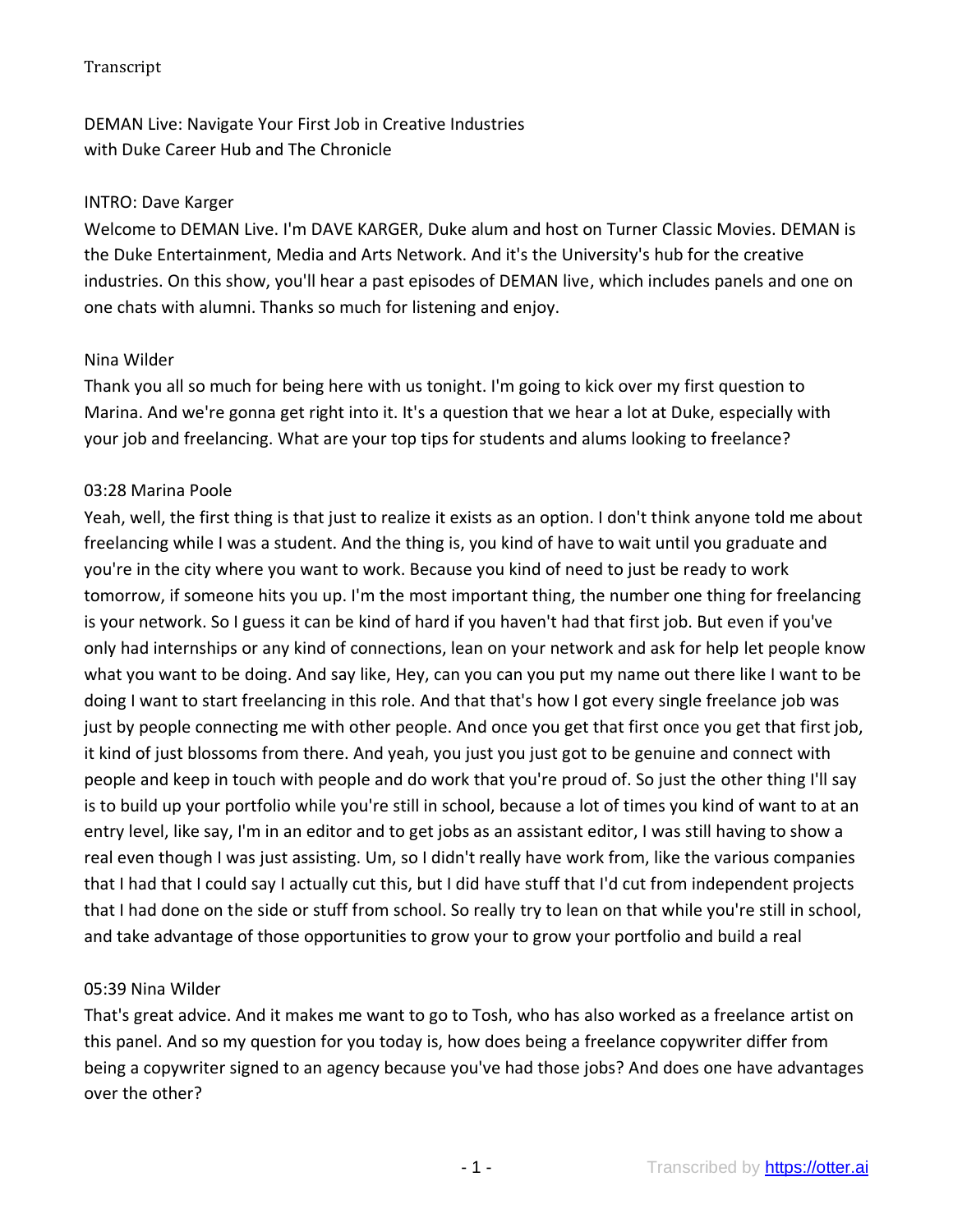Transcript

DEMAN Live: Navigate Your First Job in Creative Industries
with Duke Career Hub and The Chronicle

INTRO: Dave Karger
Welcome to DEMAN Live. I'm DAVE KARGER, Duke alum and host on Turner Classic Movies. DEMAN is the Duke Entertainment, Media and Arts Network. And it's the University's hub for the creative industries. On this show, you'll hear a past episodes of DEMAN live, which includes panels and one on one chats with alumni. Thanks so much for listening and enjoy.

Nina Wilder
Thank you all so much for being here with us tonight. I'm going to kick over my first question to Marina. And we're gonna get right into it. It's a question that we hear a lot at Duke, especially with your job and freelancing. What are your top tips for students and alums looking to freelance?

03:28 Marina Poole
Yeah, well, the first thing is that just to realize it exists as an option. I don't think anyone told me about freelancing while I was a student. And the thing is, you kind of have to wait until you graduate and you're in the city where you want to work. Because you kind of need to just be ready to work tomorrow, if someone hits you up. I'm the most important thing, the number one thing for freelancing is your network. So I guess it can be kind of hard if you haven't had that first job. But even if you've only had internships or any kind of connections, lean on your network and ask for help let people know what you want to be doing. And say like, Hey, can you can you put my name out there like I want to be doing I want to start freelancing in this role. And that that's how I got every single freelance job was just by people connecting me with other people. And once you get that first once you get that first job, it kind of just blossoms from there. And yeah, you just you just got to be genuine and connect with people and keep in touch with people and do work that you're proud of. So just the other thing I'll say is to build up your portfolio while you're still in school, because a lot of times you kind of want to at an entry level, like say, I'm in an editor and to get jobs as an assistant editor, I was still having to show a real even though I was just assisting. Um, so I didn't really have work from, like the various companies that I had that I could say I actually cut this, but I did have stuff that I'd cut from independent projects that I had done on the side or stuff from school. So really try to lean on that while you're still in school, and take advantage of those opportunities to grow your to grow your portfolio and build a real

05:39 Nina Wilder
That's great advice. And it makes me want to go to Tosh, who has also worked as a freelance artist on this panel. And so my question for you today is, how does being a freelance copywriter differ from being a copywriter signed to an agency because you've had those jobs? And does one have advantages over the other?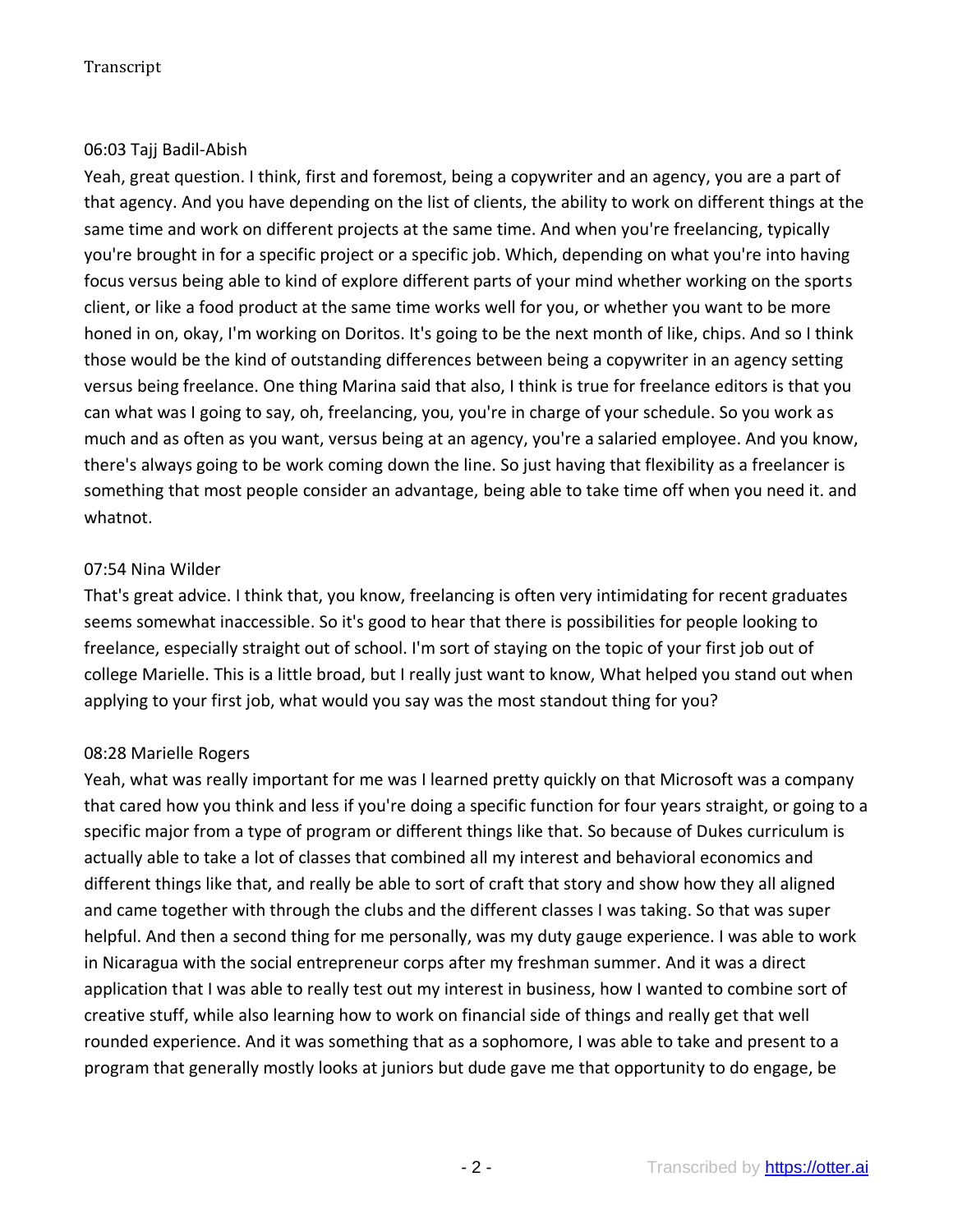06:03 Tajj Badil-Abish

Yeah, great question. I think, first and foremost, being a copywriter and an agency, you are a part of that agency. And you have depending on the list of clients, the ability to work on different things at the same time and work on different projects at the same time. And when you're freelancing, typically you're brought in for a specific project or a specific job. Which, depending on what you're into having focus versus being able to kind of explore different parts of your mind whether working on the sports client, or like a food product at the same time works well for you, or whether you want to be more honed in on, okay, I'm working on Doritos. It's going to be the next month of like, chips. And so I think those would be the kind of outstanding differences between being a copywriter in an agency setting versus being freelance. One thing Marina said that also, I think is true for freelance editors is that you can what was I going to say, oh, freelancing, you, you're in charge of your schedule. So you work as much and as often as you want, versus being at an agency, you're a salaried employee. And you know, there's always going to be work coming down the line. So just having that flexibility as a freelancer is something that most people consider an advantage, being able to take time off when you need it. and whatnot.

07:54 Nina Wilder

That's great advice. I think that, you know, freelancing is often very intimidating for recent graduates seems somewhat inaccessible. So it's good to hear that there is possibilities for people looking to freelance, especially straight out of school. I'm sort of staying on the topic of your first job out of college Marielle. This is a little broad, but I really just want to know, What helped you stand out when applying to your first job, what would you say was the most standout thing for you?

08:28 Marielle Rogers

Yeah, what was really important for me was I learned pretty quickly on that Microsoft was a company that cared how you think and less if you're doing a specific function for four years straight, or going to a specific major from a type of program or different things like that. So because of Dukes curriculum is actually able to take a lot of classes that combined all my interest and behavioral economics and different things like that, and really be able to sort of craft that story and show how they all aligned and came together with through the clubs and the different classes I was taking. So that was super helpful. And then a second thing for me personally, was my duty gauge experience. I was able to work in Nicaragua with the social entrepreneur corps after my freshman summer. And it was a direct application that I was able to really test out my interest in business, how I wanted to combine sort of creative stuff, while also learning how to work on financial side of things and really get that well rounded experience. And it was something that as a sophomore, I was able to take and present to a program that generally mostly looks at juniors but dude gave me that opportunity to do engage, be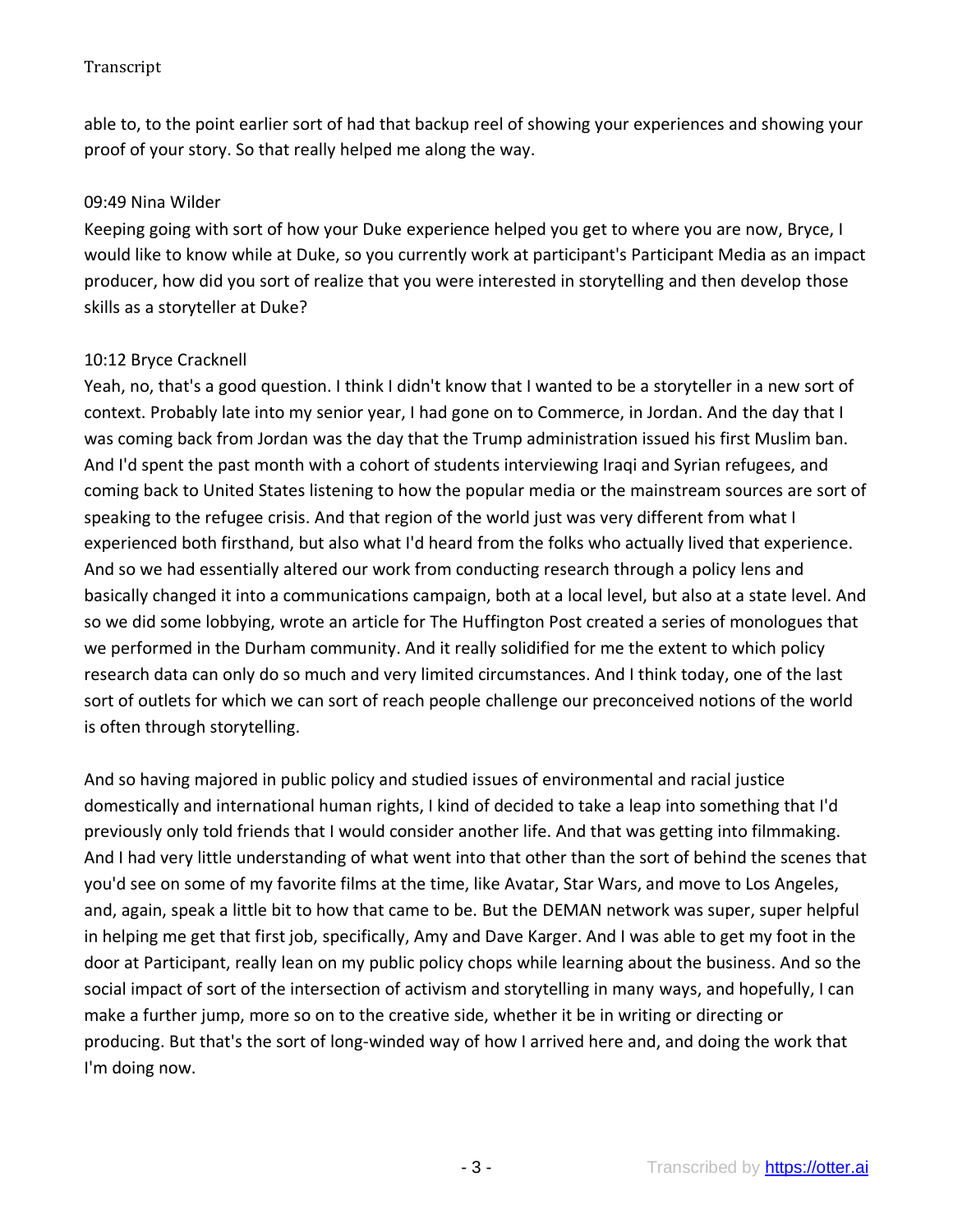able to, to the point earlier sort of had that backup reel of showing your experiences and showing your proof of your story. So that really helped me along the way.

09:49 Nina Wilder

Keeping going with sort of how your Duke experience helped you get to where you are now, Bryce, I would like to know while at Duke, so you currently work at participant's Participant Media as an impact producer, how did you sort of realize that you were interested in storytelling and then develop those skills as a storyteller at Duke?

10:12 Bryce Cracknell

Yeah, no, that's a good question. I think I didn't know that I wanted to be a storyteller in a new sort of context. Probably late into my senior year, I had gone on to Commerce, in Jordan. And the day that I was coming back from Jordan was the day that the Trump administration issued his first Muslim ban. And I'd spent the past month with a cohort of students interviewing Iraqi and Syrian refugees, and coming back to United States listening to how the popular media or the mainstream sources are sort of speaking to the refugee crisis. And that region of the world just was very different from what I experienced both firsthand, but also what I'd heard from the folks who actually lived that experience. And so we had essentially altered our work from conducting research through a policy lens and basically changed it into a communications campaign, both at a local level, but also at a state level. And so we did some lobbying, wrote an article for The Huffington Post created a series of monologues that we performed in the Durham community. And it really solidified for me the extent to which policy research data can only do so much and very limited circumstances. And I think today, one of the last sort of outlets for which we can sort of reach people challenge our preconceived notions of the world is often through storytelling.

And so having majored in public policy and studied issues of environmental and racial justice domestically and international human rights, I kind of decided to take a leap into something that I'd previously only told friends that I would consider another life. And that was getting into filmmaking. And I had very little understanding of what went into that other than the sort of behind the scenes that you'd see on some of my favorite films at the time, like Avatar, Star Wars, and move to Los Angeles, and, again, speak a little bit to how that came to be. But the DEMAN network was super, super helpful in helping me get that first job, specifically, Amy and Dave Karger. And I was able to get my foot in the door at Participant, really lean on my public policy chops while learning about the business. And so the social impact of sort of the intersection of activism and storytelling in many ways, and hopefully, I can make a further jump, more so on to the creative side, whether it be in writing or directing or producing. But that's the sort of long-winded way of how I arrived here and, and doing the work that I'm doing now.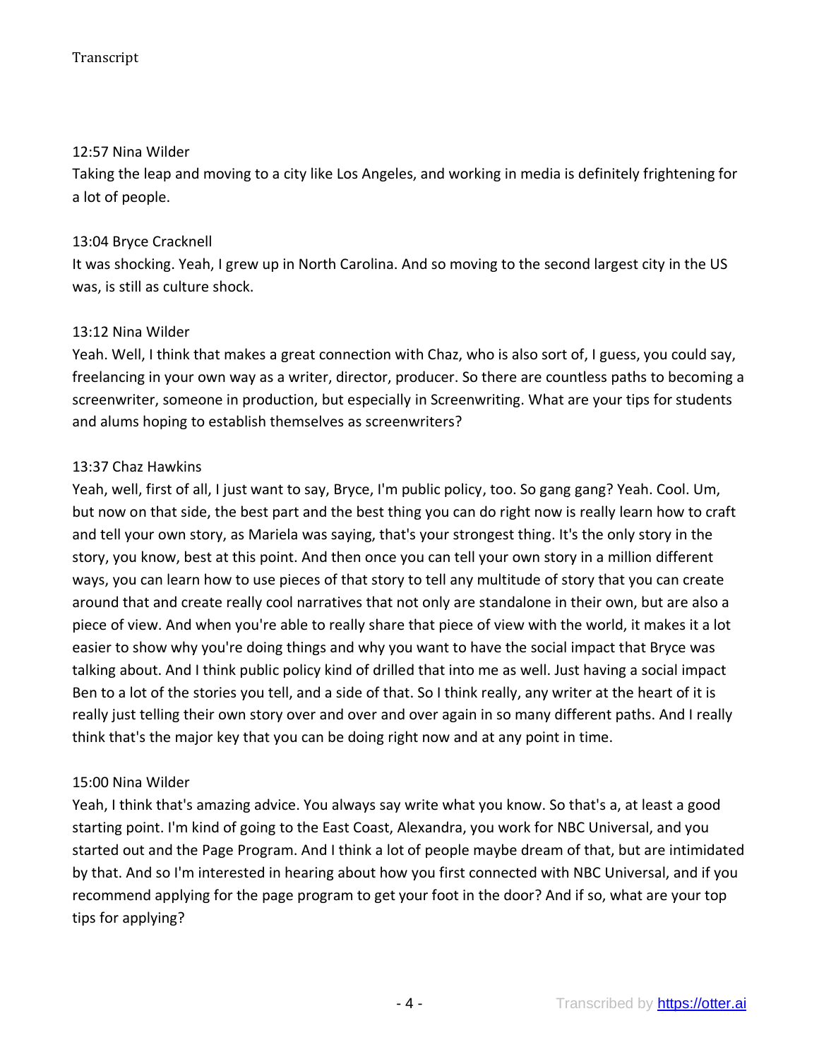12:57 Nina Wilder

Taking the leap and moving to a city like Los Angeles, and working in media is definitely frightening for a lot of people.

13:04 Bryce Cracknell

It was shocking. Yeah, I grew up in North Carolina. And so moving to the second largest city in the US was, is still as culture shock.

13:12 Nina Wilder

Yeah. Well, I think that makes a great connection with Chaz, who is also sort of, I guess, you could say, freelancing in your own way as a writer, director, producer. So there are countless paths to becoming a screenwriter, someone in production, but especially in Screenwriting. What are your tips for students and alums hoping to establish themselves as screenwriters?

13:37 Chaz Hawkins

Yeah, well, first of all, I just want to say, Bryce, I'm public policy, too. So gang gang? Yeah. Cool. Um, but now on that side, the best part and the best thing you can do right now is really learn how to craft and tell your own story, as Mariela was saying, that's your strongest thing. It's the only story in the story, you know, best at this point. And then once you can tell your own story in a million different ways, you can learn how to use pieces of that story to tell any multitude of story that you can create around that and create really cool narratives that not only are standalone in their own, but are also a piece of view. And when you're able to really share that piece of view with the world, it makes it a lot easier to show why you're doing things and why you want to have the social impact that Bryce was talking about. And I think public policy kind of drilled that into me as well. Just having a social impact Ben to a lot of the stories you tell, and a side of that. So I think really, any writer at the heart of it is really just telling their own story over and over and over again in so many different paths. And I really think that's the major key that you can be doing right now and at any point in time.

15:00 Nina Wilder

Yeah, I think that's amazing advice. You always say write what you know. So that's a, at least a good starting point. I'm kind of going to the East Coast, Alexandra, you work for NBC Universal, and you started out and the Page Program. And I think a lot of people maybe dream of that, but are intimidated by that. And so I'm interested in hearing about how you first connected with NBC Universal, and if you recommend applying for the page program to get your foot in the door? And if so, what are your top tips for applying?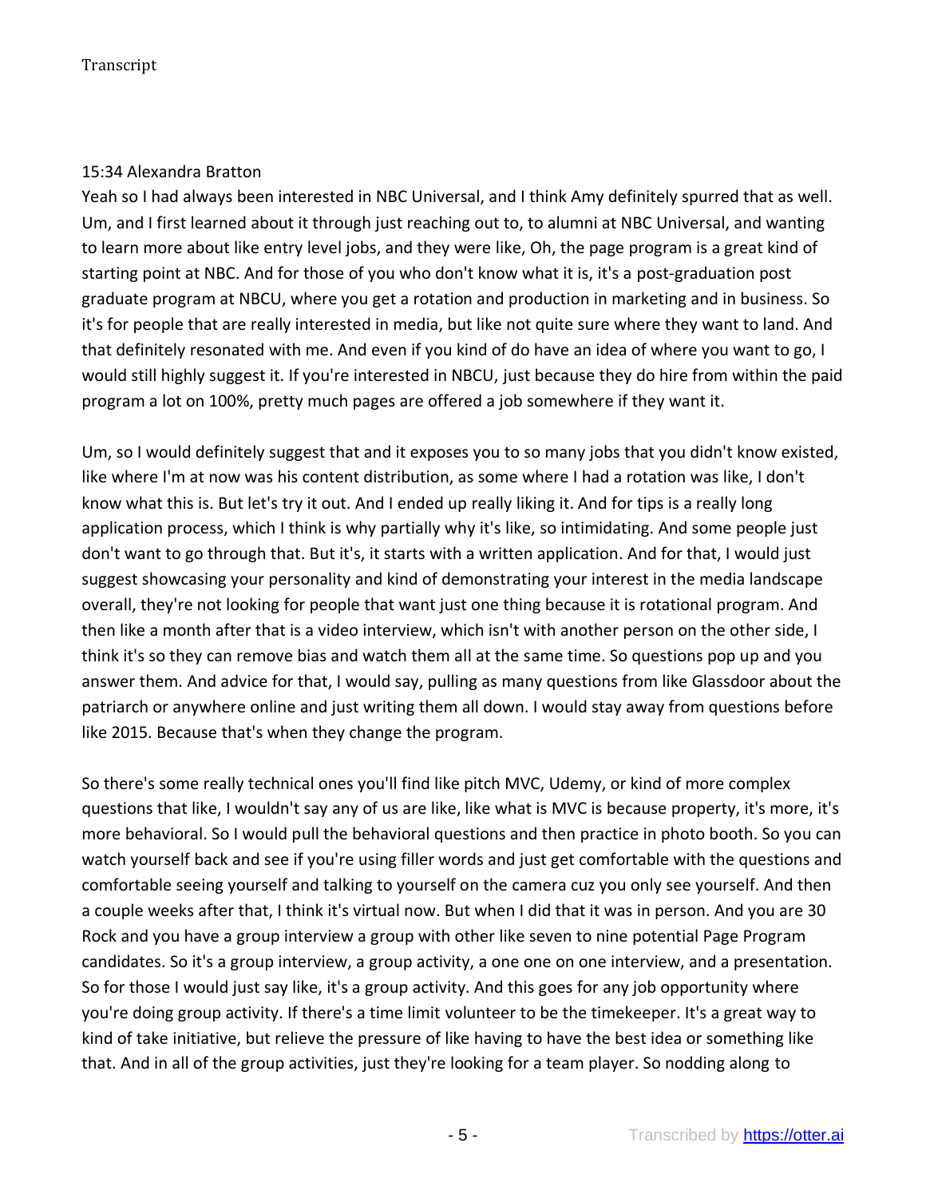15:34 Alexandra Bratton

Yeah so I had always been interested in NBC Universal, and I think Amy definitely spurred that as well. Um, and I first learned about it through just reaching out to, to alumni at NBC Universal, and wanting to learn more about like entry level jobs, and they were like, Oh, the page program is a great kind of starting point at NBC. And for those of you who don't know what it is, it's a post-graduation post graduate program at NBCU, where you get a rotation and production in marketing and in business. So it's for people that are really interested in media, but like not quite sure where they want to land. And that definitely resonated with me. And even if you kind of do have an idea of where you want to go, I would still highly suggest it. If you're interested in NBCU, just because they do hire from within the paid program a lot on 100%, pretty much pages are offered a job somewhere if they want it.

Um, so I would definitely suggest that and it exposes you to so many jobs that you didn't know existed, like where I'm at now was his content distribution, as some where I had a rotation was like, I don't know what this is. But let's try it out. And I ended up really liking it. And for tips is a really long application process, which I think is why partially why it's like, so intimidating. And some people just don't want to go through that. But it's, it starts with a written application. And for that, I would just suggest showcasing your personality and kind of demonstrating your interest in the media landscape overall, they're not looking for people that want just one thing because it is rotational program. And then like a month after that is a video interview, which isn't with another person on the other side, I think it's so they can remove bias and watch them all at the same time. So questions pop up and you answer them. And advice for that, I would say, pulling as many questions from like Glassdoor about the patriarch or anywhere online and just writing them all down. I would stay away from questions before like 2015. Because that's when they change the program.

So there's some really technical ones you'll find like pitch MVC, Udemy, or kind of more complex questions that like, I wouldn't say any of us are like, like what is MVC is because property, it's more, it's more behavioral. So I would pull the behavioral questions and then practice in photo booth. So you can watch yourself back and see if you're using filler words and just get comfortable with the questions and comfortable seeing yourself and talking to yourself on the camera cuz you only see yourself. And then a couple weeks after that, I think it's virtual now. But when I did that it was in person. And you are 30 Rock and you have a group interview a group with other like seven to nine potential Page Program candidates. So it's a group interview, a group activity, a one one on one interview, and a presentation. So for those I would just say like, it's a group activity. And this goes for any job opportunity where you're doing group activity. If there's a time limit volunteer to be the timekeeper. It's a great way to kind of take initiative, but relieve the pressure of like having to have the best idea or something like that. And in all of the group activities, just they're looking for a team player. So nodding along to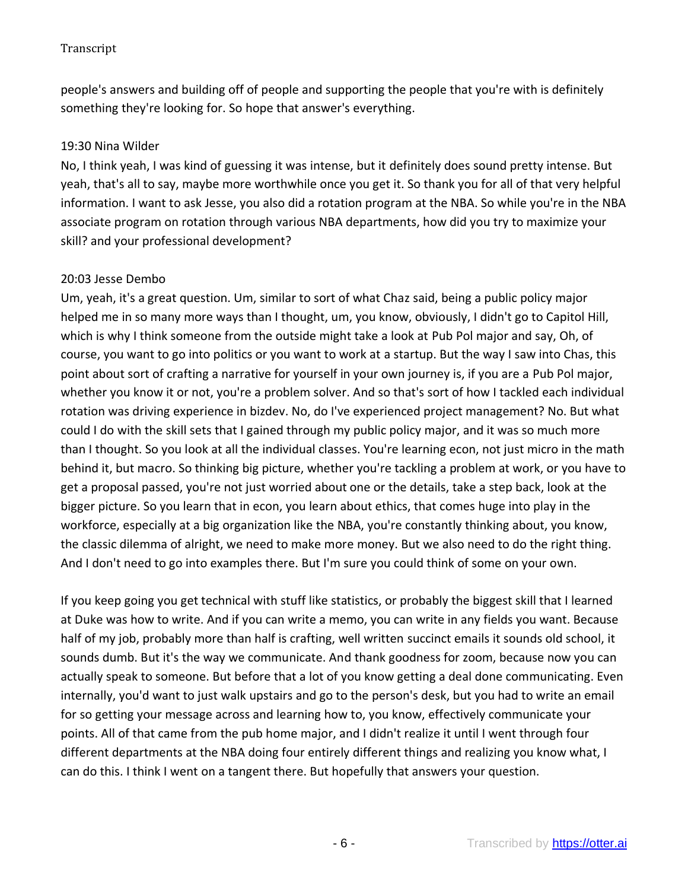people's answers and building off of people and supporting the people that you're with is definitely something they're looking for. So hope that answer's everything.

19:30 Nina Wilder

No, I think yeah, I was kind of guessing it was intense, but it definitely does sound pretty intense. But yeah, that's all to say, maybe more worthwhile once you get it. So thank you for all of that very helpful information. I want to ask Jesse, you also did a rotation program at the NBA. So while you're in the NBA associate program on rotation through various NBA departments, how did you try to maximize your skill? and your professional development?

20:03 Jesse Dembo

Um, yeah, it's a great question. Um, similar to sort of what Chaz said, being a public policy major helped me in so many more ways than I thought, um, you know, obviously, I didn't go to Capitol Hill, which is why I think someone from the outside might take a look at Pub Pol major and say, Oh, of course, you want to go into politics or you want to work at a startup. But the way I saw into Chas, this point about sort of crafting a narrative for yourself in your own journey is, if you are a Pub Pol major, whether you know it or not, you're a problem solver. And so that's sort of how I tackled each individual rotation was driving experience in bizdev. No, do I've experienced project management? No. But what could I do with the skill sets that I gained through my public policy major, and it was so much more than I thought. So you look at all the individual classes. You're learning econ, not just micro in the math behind it, but macro. So thinking big picture, whether you're tackling a problem at work, or you have to get a proposal passed, you're not just worried about one or the details, take a step back, look at the bigger picture. So you learn that in econ, you learn about ethics, that comes huge into play in the workforce, especially at a big organization like the NBA, you're constantly thinking about, you know, the classic dilemma of alright, we need to make more money. But we also need to do the right thing. And I don't need to go into examples there. But I'm sure you could think of some on your own.

If you keep going you get technical with stuff like statistics, or probably the biggest skill that I learned at Duke was how to write. And if you can write a memo, you can write in any fields you want. Because half of my job, probably more than half is crafting, well written succinct emails it sounds old school, it sounds dumb. But it's the way we communicate. And thank goodness for zoom, because now you can actually speak to someone. But before that a lot of you know getting a deal done communicating. Even internally, you'd want to just walk upstairs and go to the person's desk, but you had to write an email for so getting your message across and learning how to, you know, effectively communicate your points. All of that came from the pub home major, and I didn't realize it until I went through four different departments at the NBA doing four entirely different things and realizing you know what, I can do this. I think I went on a tangent there. But hopefully that answers your question.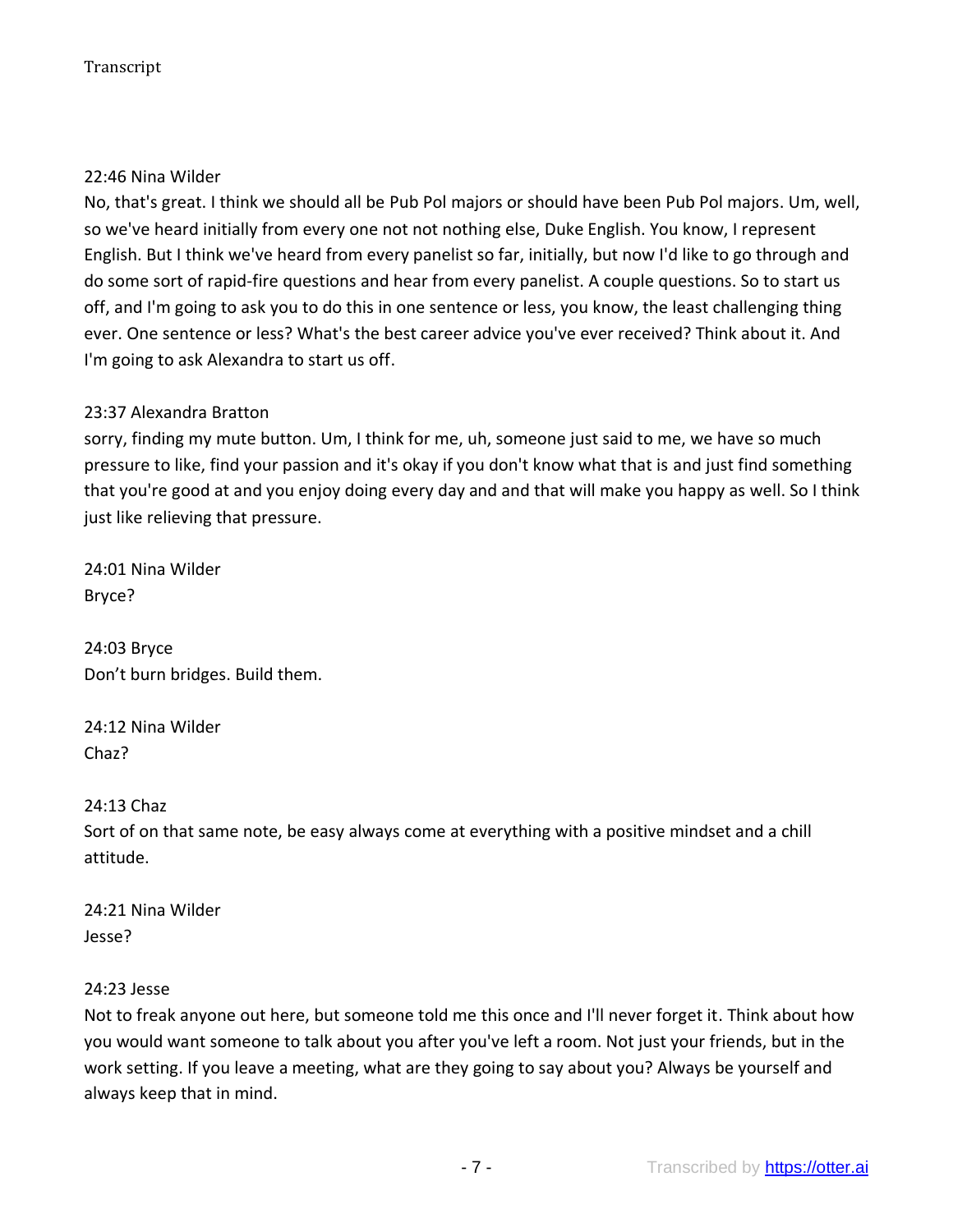22:46 Nina Wilder
No, that's great. I think we should all be Pub Pol majors or should have been Pub Pol majors. Um, well, so we've heard initially from every one not not nothing else, Duke English. You know, I represent English. But I think we've heard from every panelist so far, initially, but now I'd like to go through and do some sort of rapid-fire questions and hear from every panelist. A couple questions. So to start us off, and I'm going to ask you to do this in one sentence or less, you know, the least challenging thing ever. One sentence or less? What's the best career advice you've ever received? Think about it. And I'm going to ask Alexandra to start us off.

23:37 Alexandra Bratton
sorry, finding my mute button. Um, I think for me, uh, someone just said to me, we have so much pressure to like, find your passion and it's okay if you don't know what that is and just find something that you're good at and you enjoy doing every day and and that will make you happy as well. So I think just like relieving that pressure.

24:01 Nina Wilder
Bryce?

24:03 Bryce
Don't burn bridges. Build them.

24:12 Nina Wilder
Chaz?

24:13 Chaz
Sort of on that same note, be easy always come at everything with a positive mindset and a chill attitude.

24:21 Nina Wilder
Jesse?

24:23 Jesse
Not to freak anyone out here, but someone told me this once and I'll never forget it. Think about how you would want someone to talk about you after you've left a room. Not just your friends, but in the work setting. If you leave a meeting, what are they going to say about you? Always be yourself and always keep that in mind.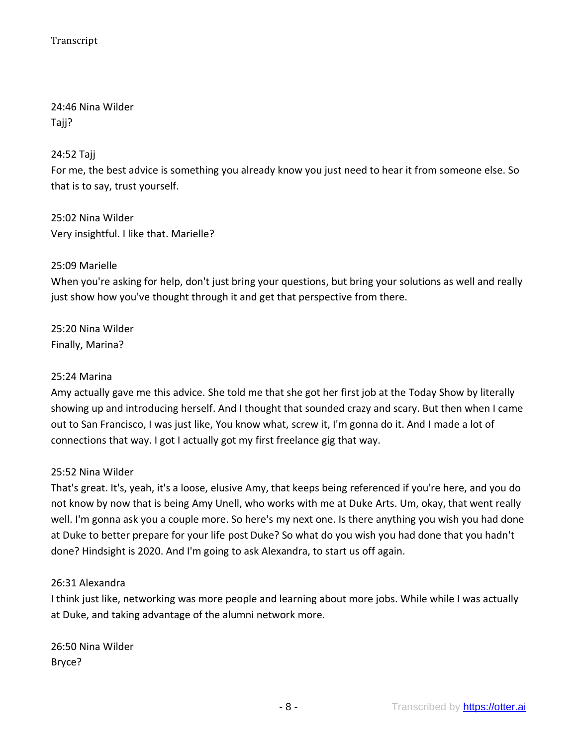24:46 Nina Wilder
Tajj?

24:52 Tajj
For me, the best advice is something you already know you just need to hear it from someone else. So that is to say, trust yourself.

25:02 Nina Wilder
Very insightful. I like that. Marielle?

25:09 Marielle
When you're asking for help, don't just bring your questions, but bring your solutions as well and really just show how you've thought through it and get that perspective from there.

25:20 Nina Wilder
Finally, Marina?

25:24 Marina
Amy actually gave me this advice. She told me that she got her first job at the Today Show by literally showing up and introducing herself. And I thought that sounded crazy and scary. But then when I came out to San Francisco, I was just like, You know what, screw it, I'm gonna do it. And I made a lot of connections that way. I got I actually got my first freelance gig that way.

25:52 Nina Wilder
That's great. It's, yeah, it's a loose, elusive Amy, that keeps being referenced if you're here, and you do not know by now that is being Amy Unell, who works with me at Duke Arts. Um, okay, that went really well. I'm gonna ask you a couple more. So here's my next one. Is there anything you wish you had done at Duke to better prepare for your life post Duke? So what do you wish you had done that you hadn't done? Hindsight is 2020. And I'm going to ask Alexandra, to start us off again.

26:31 Alexandra
I think just like, networking was more people and learning about more jobs. While while I was actually at Duke, and taking advantage of the alumni network more.

26:50 Nina Wilder
Bryce?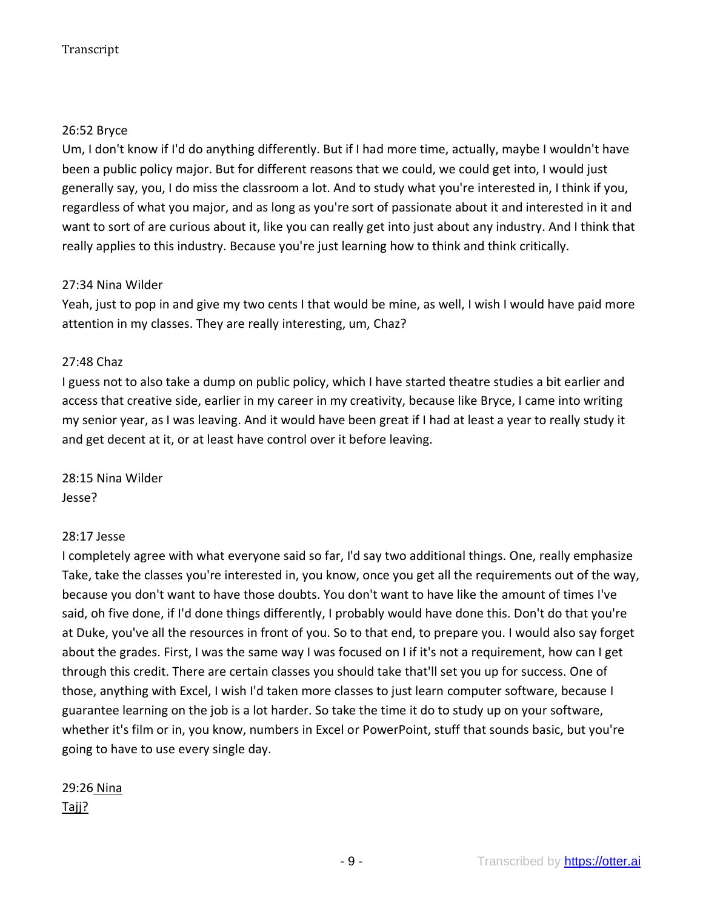26:52 Bryce
Um, I don't know if I'd do anything differently. But if I had more time, actually, maybe I wouldn't have been a public policy major. But for different reasons that we could, we could get into, I would just generally say, you, I do miss the classroom a lot. And to study what you're interested in, I think if you, regardless of what you major, and as long as you're sort of passionate about it and interested in it and want to sort of are curious about it, like you can really get into just about any industry. And I think that really applies to this industry. Because you're just learning how to think and think critically.

27:34 Nina Wilder
Yeah, just to pop in and give my two cents I that would be mine, as well, I wish I would have paid more attention in my classes. They are really interesting, um, Chaz?

27:48 Chaz
I guess not to also take a dump on public policy, which I have started theatre studies a bit earlier and access that creative side, earlier in my career in my creativity, because like Bryce, I came into writing my senior year, as I was leaving. And it would have been great if I had at least a year to really study it and get decent at it, or at least have control over it before leaving.

28:15 Nina Wilder
Jesse?

28:17 Jesse
I completely agree with what everyone said so far, I'd say two additional things. One, really emphasize Take, take the classes you're interested in, you know, once you get all the requirements out of the way, because you don't want to have those doubts. You don't want to have like the amount of times I've said, oh five done, if I'd done things differently, I probably would have done this. Don't do that you're at Duke, you've all the resources in front of you. So to that end, to prepare you. I would also say forget about the grades. First, I was the same way I was focused on I if it's not a requirement, how can I get through this credit. There are certain classes you should take that'll set you up for success. One of those, anything with Excel, I wish I'd taken more classes to just learn computer software, because I guarantee learning on the job is a lot harder. So take the time it do to study up on your software, whether it's film or in, you know, numbers in Excel or PowerPoint, stuff that sounds basic, but you're going to have to use every single day.

29:26 Nina
Tajj?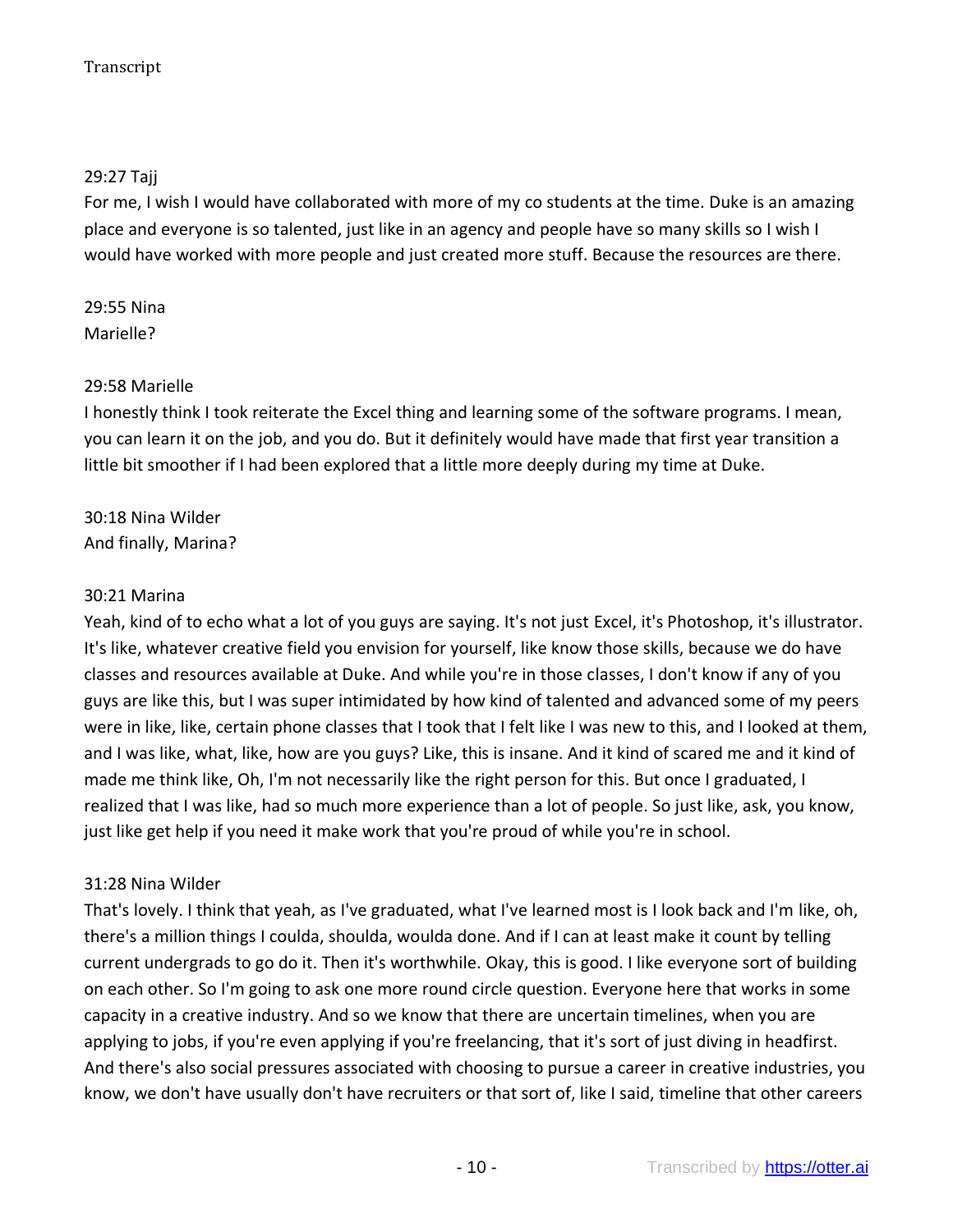29:27 Tajj
For me, I wish I would have collaborated with more of my co students at the time. Duke is an amazing place and everyone is so talented, just like in an agency and people have so many skills so I wish I would have worked with more people and just created more stuff. Because the resources are there.

29:55 Nina
Marielle?

29:58 Marielle
I honestly think I took reiterate the Excel thing and learning some of the software programs. I mean, you can learn it on the job, and you do. But it definitely would have made that first year transition a little bit smoother if I had been explored that a little more deeply during my time at Duke.

30:18 Nina Wilder
And finally, Marina?

30:21 Marina
Yeah, kind of to echo what a lot of you guys are saying. It's not just Excel, it's Photoshop, it's illustrator. It's like, whatever creative field you envision for yourself, like know those skills, because we do have classes and resources available at Duke. And while you're in those classes, I don't know if any of you guys are like this, but I was super intimidated by how kind of talented and advanced some of my peers were in like, like, certain phone classes that I took that I felt like I was new to this, and I looked at them, and I was like, what, like, how are you guys? Like, this is insane. And it kind of scared me and it kind of made me think like, Oh, I'm not necessarily like the right person for this. But once I graduated, I realized that I was like, had so much more experience than a lot of people. So just like, ask, you know, just like get help if you need it make work that you're proud of while you're in school.

31:28 Nina Wilder
That's lovely. I think that yeah, as I've graduated, what I've learned most is I look back and I'm like, oh, there's a million things I coulda, shoulda, woulda done. And if I can at least make it count by telling current undergrads to go do it. Then it's worthwhile. Okay, this is good. I like everyone sort of building on each other. So I'm going to ask one more round circle question. Everyone here that works in some capacity in a creative industry. And so we know that there are uncertain timelines, when you are applying to jobs, if you're even applying if you're freelancing, that it's sort of just diving in headfirst. And there's also social pressures associated with choosing to pursue a career in creative industries, you know, we don't have usually don't have recruiters or that sort of, like I said, timeline that other careers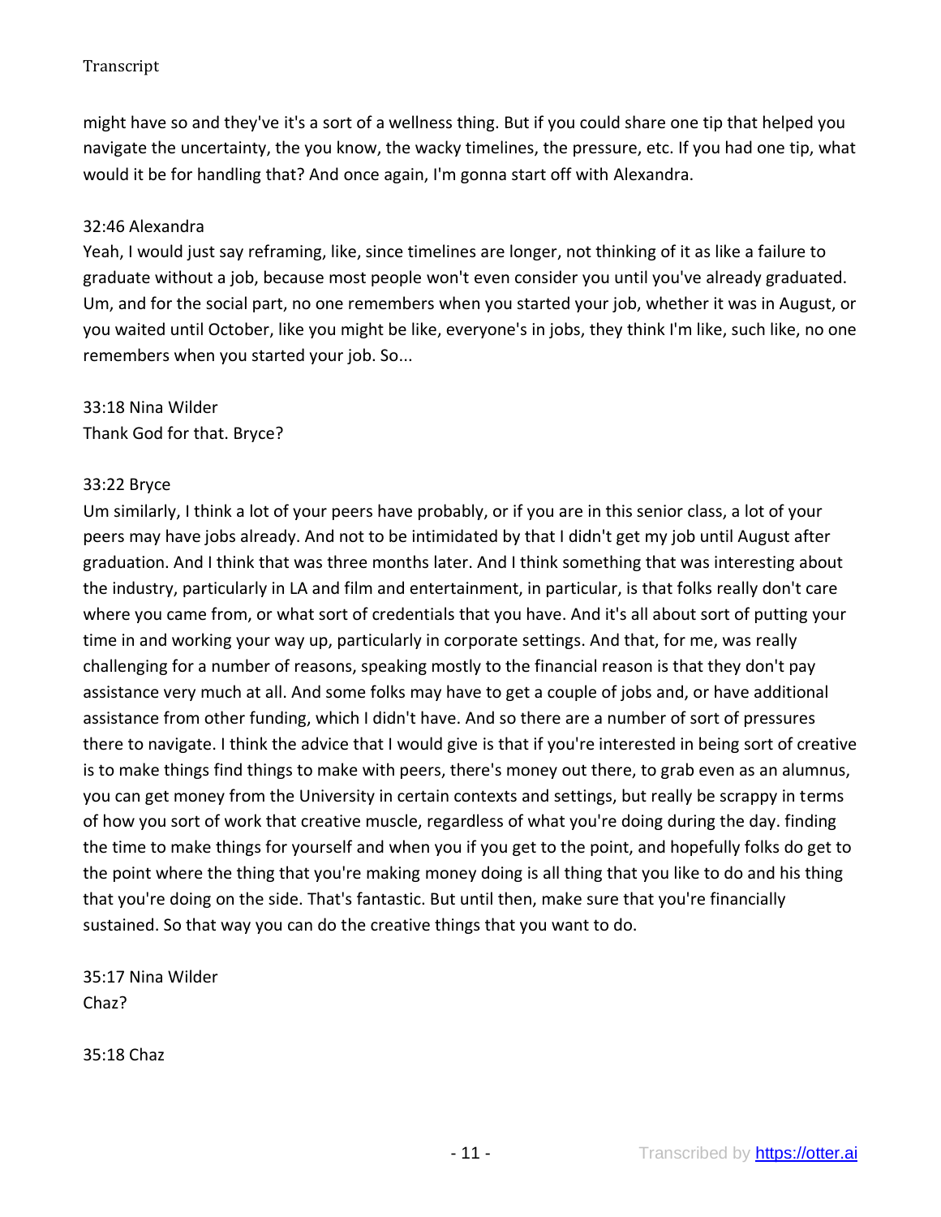might have so and they've it's a sort of a wellness thing. But if you could share one tip that helped you navigate the uncertainty, the you know, the wacky timelines, the pressure, etc. If you had one tip, what would it be for handling that? And once again, I'm gonna start off with Alexandra.

32:46 Alexandra
Yeah, I would just say reframing, like, since timelines are longer, not thinking of it as like a failure to graduate without a job, because most people won't even consider you until you've already graduated. Um, and for the social part, no one remembers when you started your job, whether it was in August, or you waited until October, like you might be like, everyone's in jobs, they think I'm like, such like, no one remembers when you started your job. So...

33:18 Nina Wilder
Thank God for that. Bryce?

33:22 Bryce
Um similarly, I think a lot of your peers have probably, or if you are in this senior class, a lot of your peers may have jobs already. And not to be intimidated by that I didn't get my job until August after graduation. And I think that was three months later. And I think something that was interesting about the industry, particularly in LA and film and entertainment, in particular, is that folks really don't care where you came from, or what sort of credentials that you have. And it's all about sort of putting your time in and working your way up, particularly in corporate settings. And that, for me, was really challenging for a number of reasons, speaking mostly to the financial reason is that they don't pay assistance very much at all. And some folks may have to get a couple of jobs and, or have additional assistance from other funding, which I didn't have. And so there are a number of sort of pressures there to navigate. I think the advice that I would give is that if you're interested in being sort of creative is to make things find things to make with peers, there's money out there, to grab even as an alumnus, you can get money from the University in certain contexts and settings, but really be scrappy in terms of how you sort of work that creative muscle, regardless of what you're doing during the day. finding the time to make things for yourself and when you if you get to the point, and hopefully folks do get to the point where the thing that you're making money doing is all thing that you like to do and his thing that you're doing on the side. That's fantastic. But until then, make sure that you're financially sustained. So that way you can do the creative things that you want to do.

35:17 Nina Wilder
Chaz?

35:18 Chaz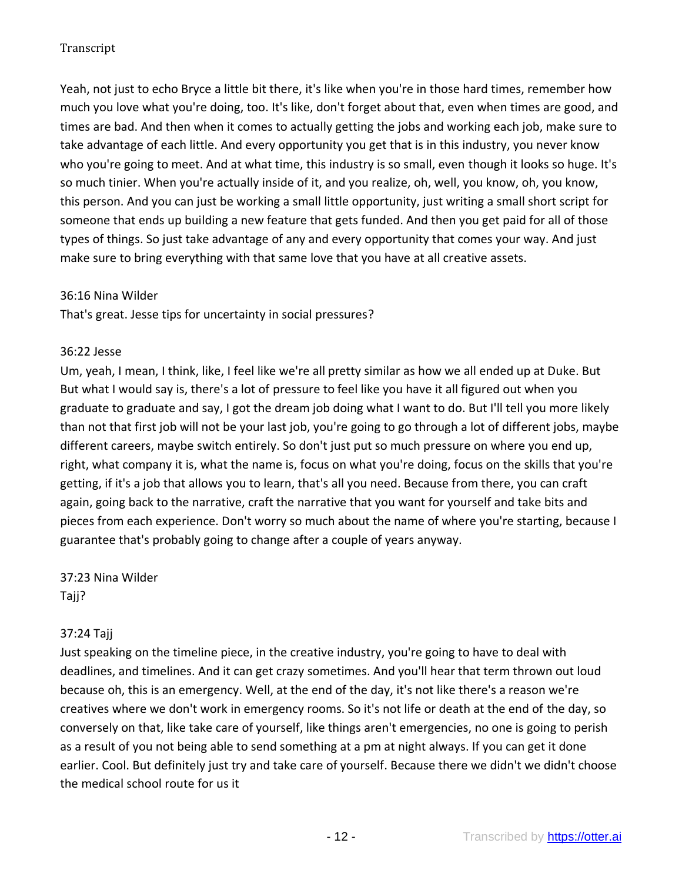Yeah, not just to echo Bryce a little bit there, it's like when you're in those hard times, remember how much you love what you're doing, too. It's like, don't forget about that, even when times are good, and times are bad. And then when it comes to actually getting the jobs and working each job, make sure to take advantage of each little. And every opportunity you get that is in this industry, you never know who you're going to meet. And at what time, this industry is so small, even though it looks so huge. It's so much tinier. When you're actually inside of it, and you realize, oh, well, you know, oh, you know, this person. And you can just be working a small little opportunity, just writing a small short script for someone that ends up building a new feature that gets funded. And then you get paid for all of those types of things. So just take advantage of any and every opportunity that comes your way. And just make sure to bring everything with that same love that you have at all creative assets.

36:16 Nina Wilder
That's great. Jesse tips for uncertainty in social pressures?

36:22 Jesse
Um, yeah, I mean, I think, like, I feel like we're all pretty similar as how we all ended up at Duke. But But what I would say is, there's a lot of pressure to feel like you have it all figured out when you graduate to graduate and say, I got the dream job doing what I want to do. But I'll tell you more likely than not that first job will not be your last job, you're going to go through a lot of different jobs, maybe different careers, maybe switch entirely. So don't just put so much pressure on where you end up, right, what company it is, what the name is, focus on what you're doing, focus on the skills that you're getting, if it's a job that allows you to learn, that's all you need. Because from there, you can craft again, going back to the narrative, craft the narrative that you want for yourself and take bits and pieces from each experience. Don't worry so much about the name of where you're starting, because I guarantee that's probably going to change after a couple of years anyway.

37:23 Nina Wilder
Tajj?

37:24 Tajj
Just speaking on the timeline piece, in the creative industry, you're going to have to deal with deadlines, and timelines. And it can get crazy sometimes. And you'll hear that term thrown out loud because oh, this is an emergency. Well, at the end of the day, it's not like there's a reason we're creatives where we don't work in emergency rooms. So it's not life or death at the end of the day, so conversely on that, like take care of yourself, like things aren't emergencies, no one is going to perish as a result of you not being able to send something at a pm at night always. If you can get it done earlier. Cool. But definitely just try and take care of yourself. Because there we didn't we didn't choose the medical school route for us it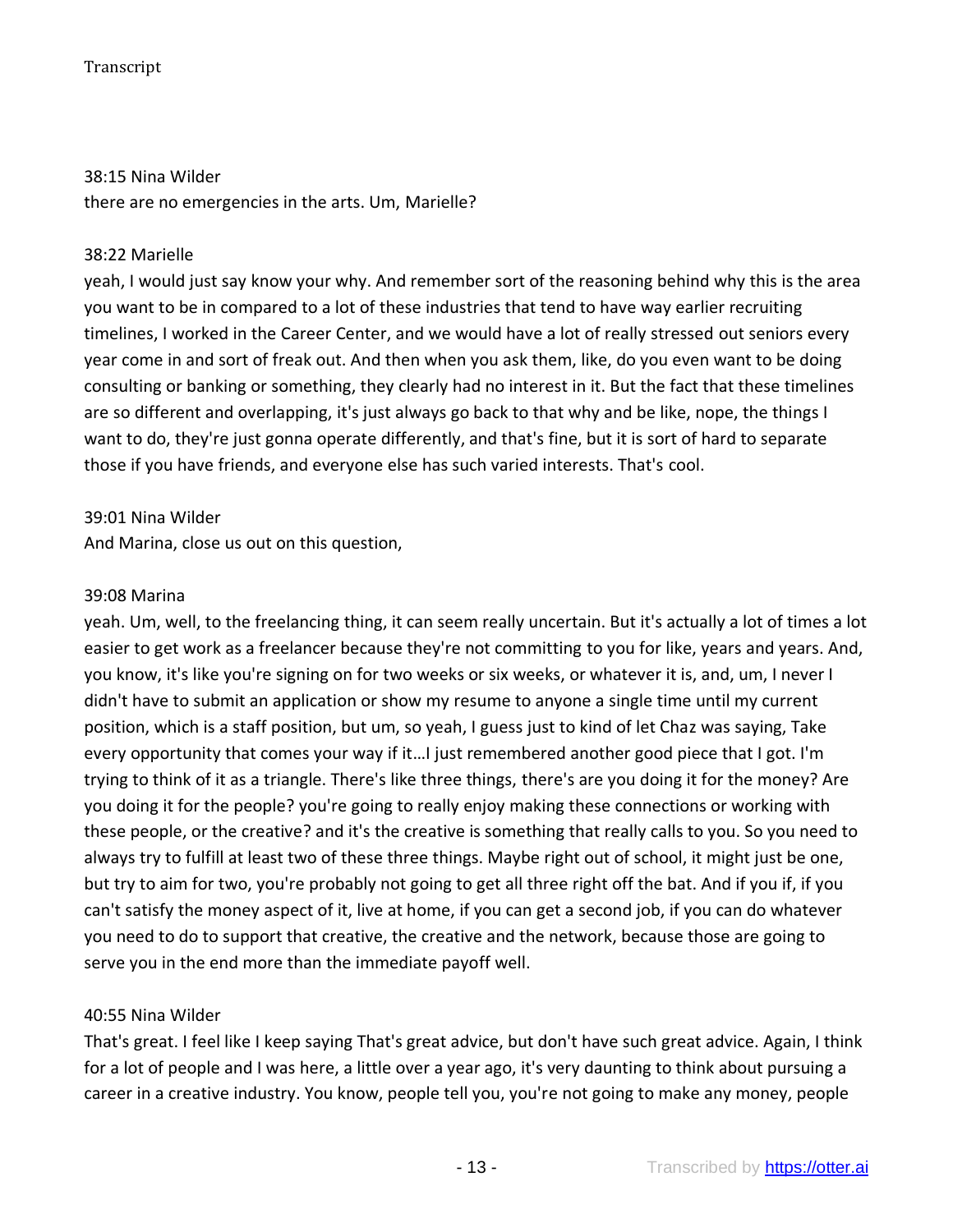38:15 Nina Wilder
there are no emergencies in the arts. Um, Marielle?

38:22 Marielle
yeah, I would just say know your why. And remember sort of the reasoning behind why this is the area you want to be in compared to a lot of these industries that tend to have way earlier recruiting timelines, I worked in the Career Center, and we would have a lot of really stressed out seniors every year come in and sort of freak out. And then when you ask them, like, do you even want to be doing consulting or banking or something, they clearly had no interest in it. But the fact that these timelines are so different and overlapping, it's just always go back to that why and be like, nope, the things I want to do, they're just gonna operate differently, and that's fine, but it is sort of hard to separate those if you have friends, and everyone else has such varied interests. That's cool.

39:01 Nina Wilder
And Marina, close us out on this question,

39:08 Marina
yeah. Um, well, to the freelancing thing, it can seem really uncertain. But it's actually a lot of times a lot easier to get work as a freelancer because they're not committing to you for like, years and years. And, you know, it's like you're signing on for two weeks or six weeks, or whatever it is, and, um, I never I didn't have to submit an application or show my resume to anyone a single time until my current position, which is a staff position, but um, so yeah, I guess just to kind of let Chaz was saying, Take every opportunity that comes your way if it…I just remembered another good piece that I got. I'm trying to think of it as a triangle. There's like three things, there's are you doing it for the money? Are you doing it for the people? you're going to really enjoy making these connections or working with these people, or the creative? and it's the creative is something that really calls to you. So you need to always try to fulfill at least two of these three things. Maybe right out of school, it might just be one, but try to aim for two, you're probably not going to get all three right off the bat. And if you if, if you can't satisfy the money aspect of it, live at home, if you can get a second job, if you can do whatever you need to do to support that creative, the creative and the network, because those are going to serve you in the end more than the immediate payoff well.

40:55 Nina Wilder
That's great. I feel like I keep saying That's great advice, but don't have such great advice. Again, I think for a lot of people and I was here, a little over a year ago, it's very daunting to think about pursuing a career in a creative industry. You know, people tell you, you're not going to make any money, people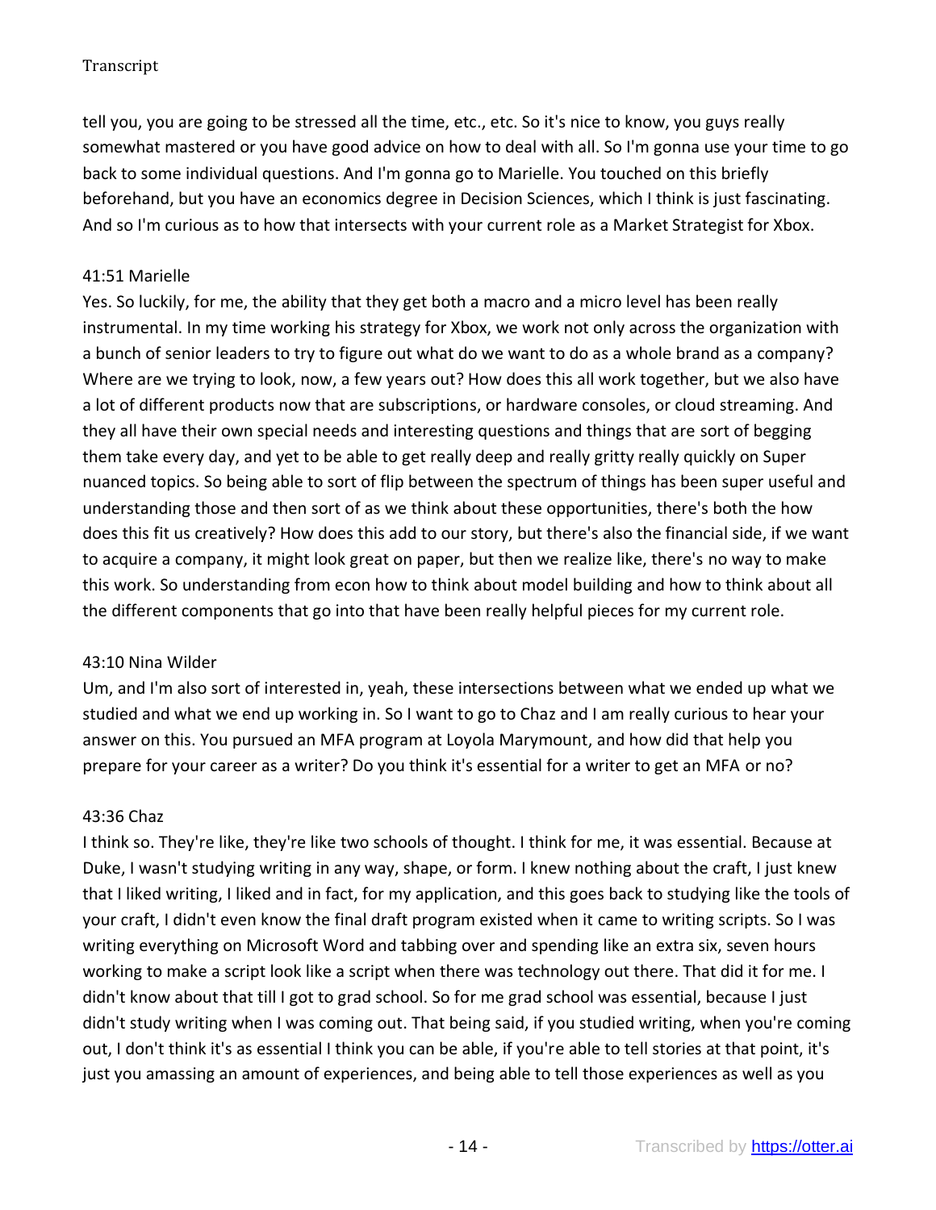tell you, you are going to be stressed all the time, etc., etc. So it's nice to know, you guys really somewhat mastered or you have good advice on how to deal with all. So I'm gonna use your time to go back to some individual questions. And I'm gonna go to Marielle. You touched on this briefly beforehand, but you have an economics degree in Decision Sciences, which I think is just fascinating. And so I'm curious as to how that intersects with your current role as a Market Strategist for Xbox.

41:51 Marielle

Yes. So luckily, for me, the ability that they get both a macro and a micro level has been really instrumental. In my time working his strategy for Xbox, we work not only across the organization with a bunch of senior leaders to try to figure out what do we want to do as a whole brand as a company? Where are we trying to look, now, a few years out? How does this all work together, but we also have a lot of different products now that are subscriptions, or hardware consoles, or cloud streaming. And they all have their own special needs and interesting questions and things that are sort of begging them take every day, and yet to be able to get really deep and really gritty really quickly on Super nuanced topics. So being able to sort of flip between the spectrum of things has been super useful and understanding those and then sort of as we think about these opportunities, there's both the how does this fit us creatively? How does this add to our story, but there's also the financial side, if we want to acquire a company, it might look great on paper, but then we realize like, there's no way to make this work. So understanding from econ how to think about model building and how to think about all the different components that go into that have been really helpful pieces for my current role.

43:10 Nina Wilder

Um, and I'm also sort of interested in, yeah, these intersections between what we ended up what we studied and what we end up working in. So I want to go to Chaz and I am really curious to hear your answer on this. You pursued an MFA program at Loyola Marymount, and how did that help you prepare for your career as a writer? Do you think it's essential for a writer to get an MFA or no?

43:36 Chaz

I think so. They're like, they're like two schools of thought. I think for me, it was essential. Because at Duke, I wasn't studying writing in any way, shape, or form. I knew nothing about the craft, I just knew that I liked writing, I liked and in fact, for my application, and this goes back to studying like the tools of your craft, I didn't even know the final draft program existed when it came to writing scripts. So I was writing everything on Microsoft Word and tabbing over and spending like an extra six, seven hours working to make a script look like a script when there was technology out there. That did it for me. I didn't know about that till I got to grad school. So for me grad school was essential, because I just didn't study writing when I was coming out. That being said, if you studied writing, when you're coming out, I don't think it's as essential I think you can be able, if you're able to tell stories at that point, it's just you amassing an amount of experiences, and being able to tell those experiences as well as you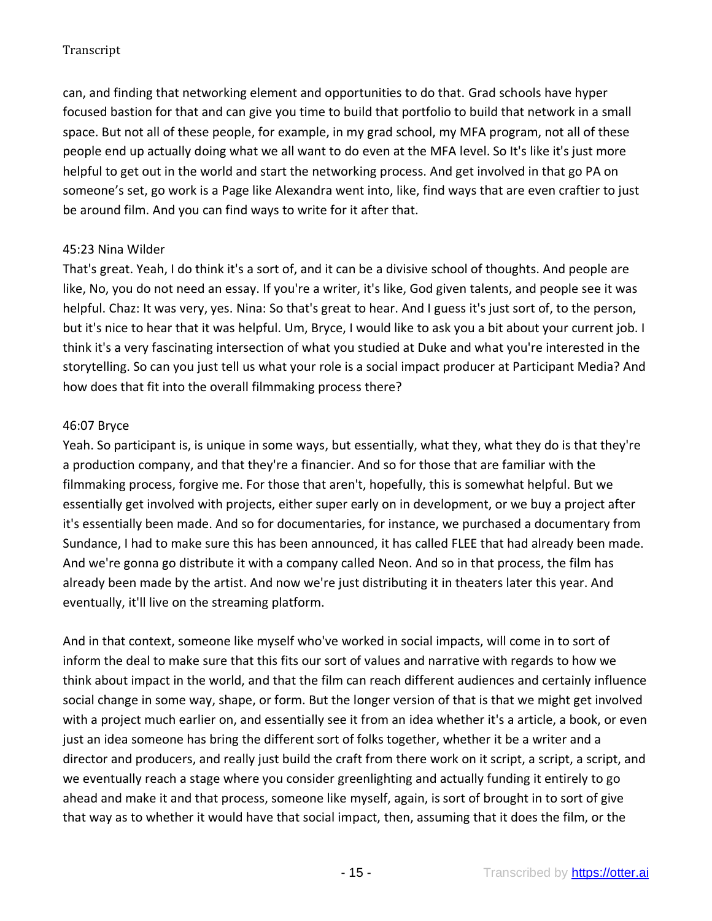can, and finding that networking element and opportunities to do that. Grad schools have hyper focused bastion for that and can give you time to build that portfolio to build that network in a small space. But not all of these people, for example, in my grad school, my MFA program, not all of these people end up actually doing what we all want to do even at the MFA level. So It's like it's just more helpful to get out in the world and start the networking process. And get involved in that go PA on someone's set, go work is a Page like Alexandra went into, like, find ways that are even craftier to just be around film. And you can find ways to write for it after that.

45:23 Nina Wilder

That's great. Yeah, I do think it's a sort of, and it can be a divisive school of thoughts. And people are like, No, you do not need an essay. If you're a writer, it's like, God given talents, and people see it was helpful. Chaz: It was very, yes. Nina: So that's great to hear. And I guess it's just sort of, to the person, but it's nice to hear that it was helpful. Um, Bryce, I would like to ask you a bit about your current job. I think it's a very fascinating intersection of what you studied at Duke and what you're interested in the storytelling. So can you just tell us what your role is a social impact producer at Participant Media? And how does that fit into the overall filmmaking process there?

46:07 Bryce

Yeah. So participant is, is unique in some ways, but essentially, what they, what they do is that they're a production company, and that they're a financier. And so for those that are familiar with the filmmaking process, forgive me. For those that aren't, hopefully, this is somewhat helpful. But we essentially get involved with projects, either super early on in development, or we buy a project after it's essentially been made. And so for documentaries, for instance, we purchased a documentary from Sundance, I had to make sure this has been announced, it has called FLEE that had already been made. And we're gonna go distribute it with a company called Neon. And so in that process, the film has already been made by the artist. And now we're just distributing it in theaters later this year. And eventually, it'll live on the streaming platform.

And in that context, someone like myself who've worked in social impacts, will come in to sort of inform the deal to make sure that this fits our sort of values and narrative with regards to how we think about impact in the world, and that the film can reach different audiences and certainly influence social change in some way, shape, or form. But the longer version of that is that we might get involved with a project much earlier on, and essentially see it from an idea whether it's a article, a book, or even just an idea someone has bring the different sort of folks together, whether it be a writer and a director and producers, and really just build the craft from there work on it script, a script, a script, and we eventually reach a stage where you consider greenlighting and actually funding it entirely to go ahead and make it and that process, someone like myself, again, is sort of brought in to sort of give that way as to whether it would have that social impact, then, assuming that it does the film, or the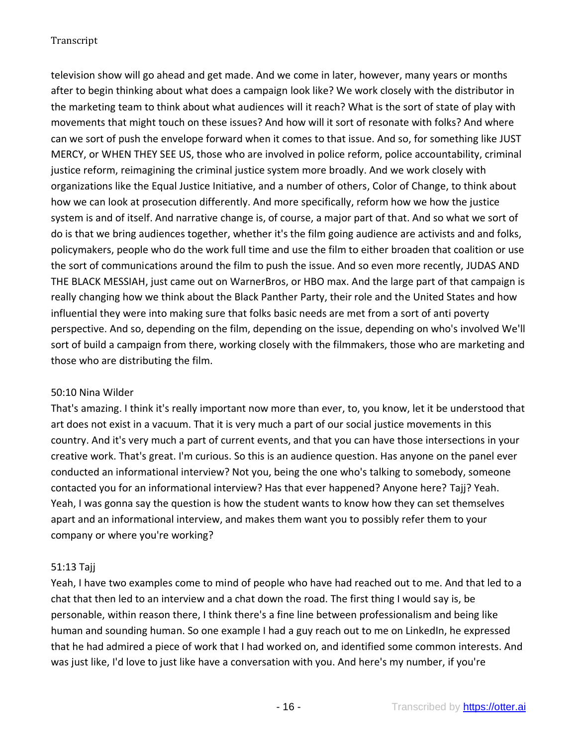television show will go ahead and get made. And we come in later, however, many years or months after to begin thinking about what does a campaign look like? We work closely with the distributor in the marketing team to think about what audiences will it reach? What is the sort of state of play with movements that might touch on these issues? And how will it sort of resonate with folks? And where can we sort of push the envelope forward when it comes to that issue. And so, for something like JUST MERCY, or WHEN THEY SEE US, those who are involved in police reform, police accountability, criminal justice reform, reimagining the criminal justice system more broadly. And we work closely with organizations like the Equal Justice Initiative, and a number of others, Color of Change, to think about how we can look at prosecution differently. And more specifically, reform how we how the justice system is and of itself. And narrative change is, of course, a major part of that. And so what we sort of do is that we bring audiences together, whether it's the film going audience are activists and and folks, policymakers, people who do the work full time and use the film to either broaden that coalition or use the sort of communications around the film to push the issue. And so even more recently, JUDAS AND THE BLACK MESSIAH, just came out on WarnerBros, or HBO max. And the large part of that campaign is really changing how we think about the Black Panther Party, their role and the United States and how influential they were into making sure that folks basic needs are met from a sort of anti poverty perspective. And so, depending on the film, depending on the issue, depending on who's involved We'll sort of build a campaign from there, working closely with the filmmakers, those who are marketing and those who are distributing the film.

50:10 Nina Wilder
That's amazing. I think it's really important now more than ever, to, you know, let it be understood that art does not exist in a vacuum. That it is very much a part of our social justice movements in this country. And it's very much a part of current events, and that you can have those intersections in your creative work. That's great. I'm curious. So this is an audience question. Has anyone on the panel ever conducted an informational interview? Not you, being the one who's talking to somebody, someone contacted you for an informational interview? Has that ever happened? Anyone here? Tajj? Yeah. Yeah, I was gonna say the question is how the student wants to know how they can set themselves apart and an informational interview, and makes them want you to possibly refer them to your company or where you're working?

51:13 Tajj
Yeah, I have two examples come to mind of people who have had reached out to me. And that led to a chat that then led to an interview and a chat down the road. The first thing I would say is, be personable, within reason there, I think there's a fine line between professionalism and being like human and sounding human. So one example I had a guy reach out to me on LinkedIn, he expressed that he had admired a piece of work that I had worked on, and identified some common interests. And was just like, I'd love to just like have a conversation with you. And here's my number, if you're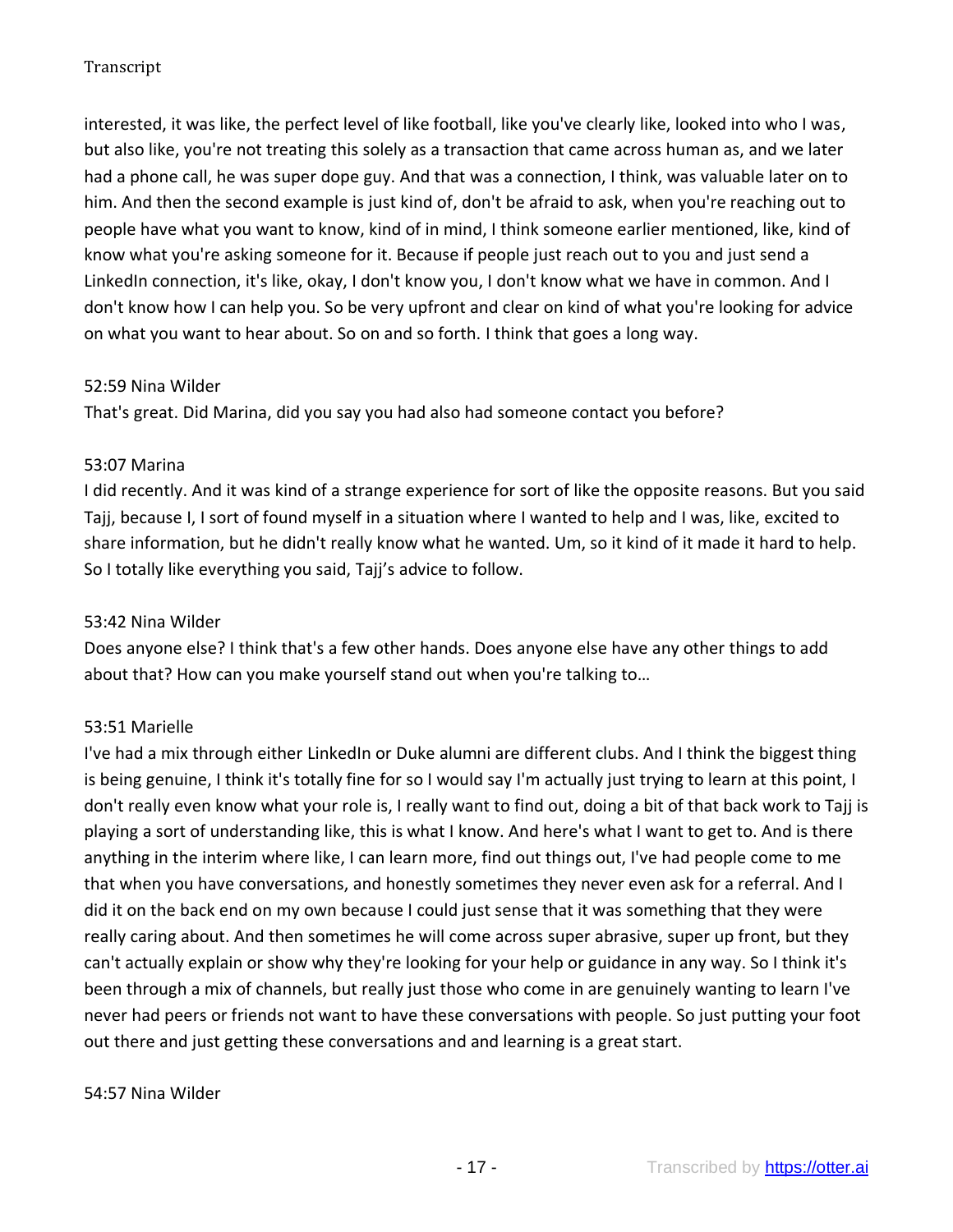interested, it was like, the perfect level of like football, like you've clearly like, looked into who I was, but also like, you're not treating this solely as a transaction that came across human as, and we later had a phone call, he was super dope guy. And that was a connection, I think, was valuable later on to him. And then the second example is just kind of, don't be afraid to ask, when you're reaching out to people have what you want to know, kind of in mind, I think someone earlier mentioned, like, kind of know what you're asking someone for it. Because if people just reach out to you and just send a LinkedIn connection, it's like, okay, I don't know you, I don't know what we have in common. And I don't know how I can help you. So be very upfront and clear on kind of what you're looking for advice on what you want to hear about. So on and so forth. I think that goes a long way.

52:59 Nina Wilder

That's great. Did Marina, did you say you had also had someone contact you before?

53:07 Marina

I did recently. And it was kind of a strange experience for sort of like the opposite reasons. But you said Tajj, because I, I sort of found myself in a situation where I wanted to help and I was, like, excited to share information, but he didn't really know what he wanted. Um, so it kind of it made it hard to help. So I totally like everything you said, Tajj's advice to follow.

53:42 Nina Wilder

Does anyone else? I think that's a few other hands. Does anyone else have any other things to add about that? How can you make yourself stand out when you're talking to…

53:51 Marielle

I've had a mix through either LinkedIn or Duke alumni are different clubs. And I think the biggest thing is being genuine, I think it's totally fine for so I would say I'm actually just trying to learn at this point, I don't really even know what your role is, I really want to find out, doing a bit of that back work to Tajj is playing a sort of understanding like, this is what I know. And here's what I want to get to. And is there anything in the interim where like, I can learn more, find out things out, I've had people come to me that when you have conversations, and honestly sometimes they never even ask for a referral. And I did it on the back end on my own because I could just sense that it was something that they were really caring about. And then sometimes he will come across super abrasive, super up front, but they can't actually explain or show why they're looking for your help or guidance in any way. So I think it's been through a mix of channels, but really just those who come in are genuinely wanting to learn I've never had peers or friends not want to have these conversations with people. So just putting your foot out there and just getting these conversations and and learning is a great start.

54:57 Nina Wilder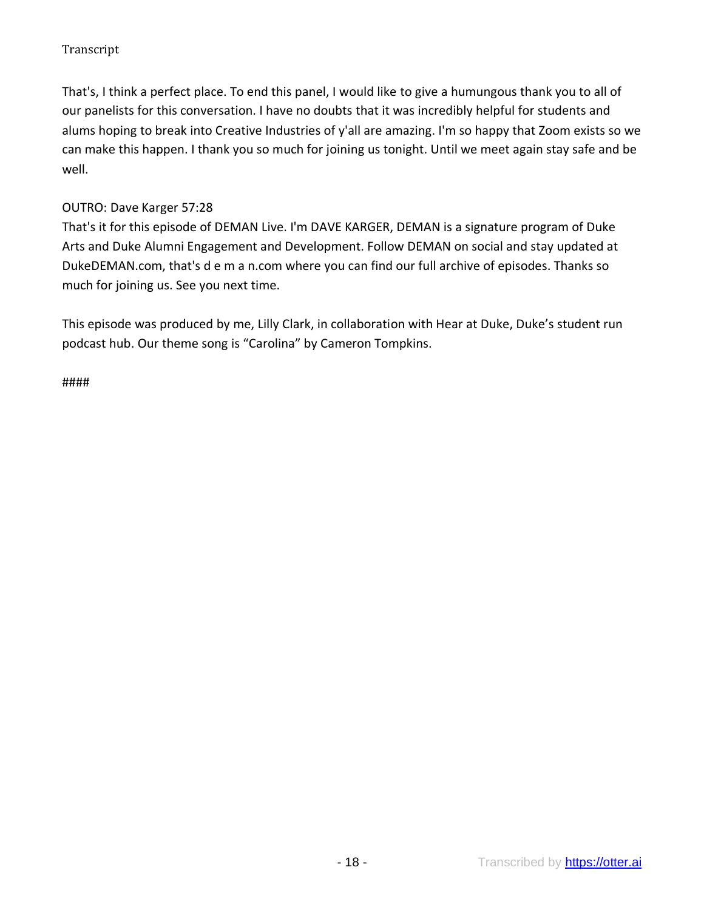That's, I think a perfect place. To end this panel, I would like to give a humungous thank you to all of our panelists for this conversation. I have no doubts that it was incredibly helpful for students and alums hoping to break into Creative Industries of y'all are amazing. I'm so happy that Zoom exists so we can make this happen. I thank you so much for joining us tonight. Until we meet again stay safe and be well.

OUTRO: Dave Karger 57:28
That's it for this episode of DEMAN Live. I'm DAVE KARGER, DEMAN is a signature program of Duke Arts and Duke Alumni Engagement and Development. Follow DEMAN on social and stay updated at DukeDEMAN.com, that's d e m a n.com where you can find our full archive of episodes. Thanks so much for joining us. See you next time.

This episode was produced by me, Lilly Clark, in collaboration with Hear at Duke, Duke's student run podcast hub. Our theme song is "Carolina" by Cameron Tompkins.

####